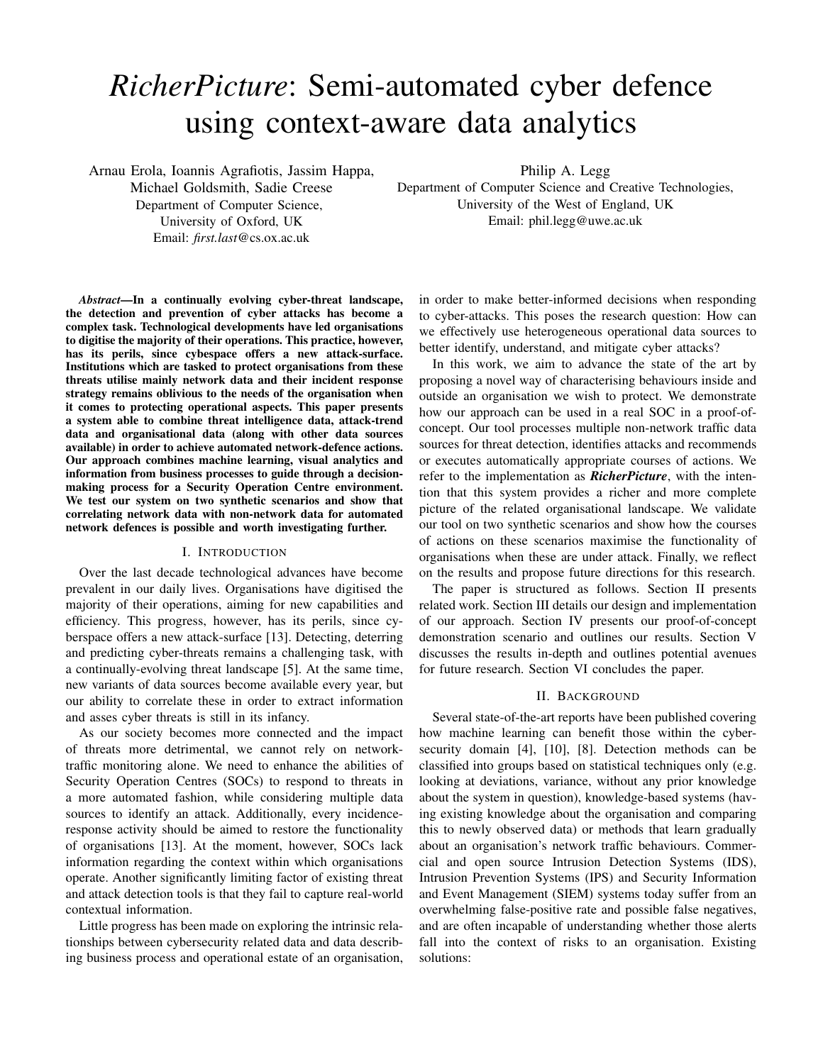# *RicherPicture*: Semi-automated cyber defence using context-aware data analytics

Arnau Erola, Ioannis Agrafiotis, Jassim Happa, Michael Goldsmith, Sadie Creese
Department of Computer Science,
University of Oxford, UK
Email: *first.last*@cs.ox.ac.uk

Philip A. Legg
Department of Computer Science and Creative Technologies,
University of the West of England, UK
Email: phil.legg@uwe.ac.uk

***Abstract*—In a continually evolving cyber-threat landscape, the detection and prevention of cyber attacks has become a complex task. Technological developments have led organisations to digitise the majority of their operations. This practice, however, has its perils, since cybespace offers a new attack-surface. Institutions which are tasked to protect organisations from these threats utilise mainly network data and their incident response strategy remains oblivious to the needs of the organisation when it comes to protecting operational aspects. This paper presents a system able to combine threat intelligence data, attack-trend data and organisational data (along with other data sources available) in order to achieve automated network-defence actions. Our approach combines machine learning, visual analytics and information from business processes to guide through a decision-making process for a Security Operation Centre environment. We test our system on two synthetic scenarios and show that correlating network data with non-network data for automated network defences is possible and worth investigating further.**

## I. Introduction

Over the last decade technological advances have become prevalent in our daily lives. Organisations have digitised the majority of their operations, aiming for new capabilities and efficiency. This progress, however, has its perils, since cyberspace offers a new attack-surface [13]. Detecting, deterring and predicting cyber-threats remains a challenging task, with a continually-evolving threat landscape [5]. At the same time, new variants of data sources become available every year, but our ability to correlate these in order to extract information and asses cyber threats is still in its infancy.

As our society becomes more connected and the impact of threats more detrimental, we cannot rely on network-traffic monitoring alone. We need to enhance the abilities of Security Operation Centres (SOCs) to respond to threats in a more automated fashion, while considering multiple data sources to identify an attack. Additionally, every incidence-response activity should be aimed to restore the functionality of organisations [13]. At the moment, however, SOCs lack information regarding the context within which organisations operate. Another significantly limiting factor of existing threat and attack detection tools is that they fail to capture real-world contextual information.

Little progress has been made on exploring the intrinsic relationships between cybersecurity related data and data describing business process and operational estate of an organisation, in order to make better-informed decisions when responding to cyber-attacks. This poses the research question: How can we effectively use heterogeneous operational data sources to better identify, understand, and mitigate cyber attacks?

In this work, we aim to advance the state of the art by proposing a novel way of characterising behaviours inside and outside an organisation we wish to protect. We demonstrate how our approach can be used in a real SOC in a proof-of-concept. Our tool processes multiple non-network traffic data sources for threat detection, identifies attacks and recommends or executes automatically appropriate courses of actions. We refer to the implementation as ***RicherPicture***, with the intention that this system provides a richer and more complete picture of the related organisational landscape. We validate our tool on two synthetic scenarios and show how the courses of actions on these scenarios maximise the functionality of organisations when these are under attack. Finally, we reflect on the results and propose future directions for this research.

The paper is structured as follows. Section II presents related work. Section III details our design and implementation of our approach. Section IV presents our proof-of-concept demonstration scenario and outlines our results. Section V discusses the results in-depth and outlines potential avenues for future research. Section VI concludes the paper.

## II. Background

Several state-of-the-art reports have been published covering how machine learning can benefit those within the cyber-security domain [4], [10], [8]. Detection methods can be classified into groups based on statistical techniques only (e.g. looking at deviations, variance, without any prior knowledge about the system in question), knowledge-based systems (having existing knowledge about the organisation and comparing this to newly observed data) or methods that learn gradually about an organisation's network traffic behaviours. Commercial and open source Intrusion Detection Systems (IDS), Intrusion Prevention Systems (IPS) and Security Information and Event Management (SIEM) systems today suffer from an overwhelming false-positive rate and possible false negatives, and are often incapable of understanding whether those alerts fall into the context of risks to an organisation. Existing solutions: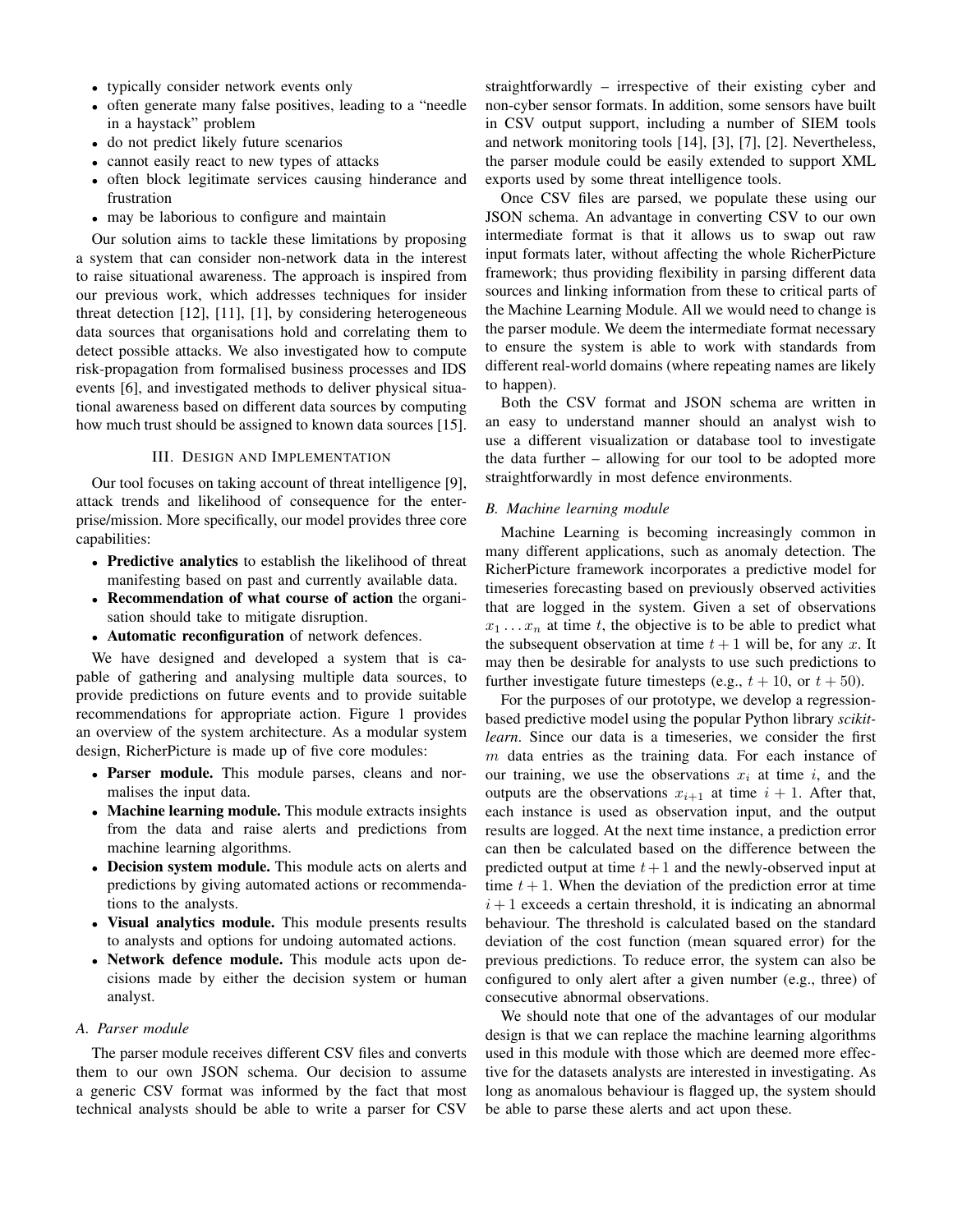- typically consider network events only
- often generate many false positives, leading to a "needle in a haystack" problem
- do not predict likely future scenarios
- cannot easily react to new types of attacks
- often block legitimate services causing hinderance and frustration
- may be laborious to configure and maintain

Our solution aims to tackle these limitations by proposing a system that can consider non-network data in the interest to raise situational awareness. The approach is inspired from our previous work, which addresses techniques for insider threat detection [12], [11], [1], by considering heterogeneous data sources that organisations hold and correlating them to detect possible attacks. We also investigated how to compute risk-propagation from formalised business processes and IDS events [6], and investigated methods to deliver physical situational awareness based on different data sources by computing how much trust should be assigned to known data sources [15].

## III. Design and Implementation

Our tool focuses on taking account of threat intelligence [9], attack trends and likelihood of consequence for the enterprise/mission. More specifically, our model provides three core capabilities:

- **Predictive analytics** to establish the likelihood of threat manifesting based on past and currently available data.
- **Recommendation of what course of action** the organisation should take to mitigate disruption.
- **Automatic reconfiguration** of network defences.

We have designed and developed a system that is capable of gathering and analysing multiple data sources, to provide predictions on future events and to provide suitable recommendations for appropriate action. Figure 1 provides an overview of the system architecture. As a modular system design, RicherPicture is made up of five core modules:

- **Parser module.** This module parses, cleans and normalises the input data.
- **Machine learning module.** This module extracts insights from the data and raise alerts and predictions from machine learning algorithms.
- **Decision system module.** This module acts on alerts and predictions by giving automated actions or recommendations to the analysts.
- **Visual analytics module.** This module presents results to analysts and options for undoing automated actions.
- **Network defence module.** This module acts upon decisions made by either the decision system or human analyst.

### *A. Parser module*

The parser module receives different CSV files and converts them to our own JSON schema. Our decision to assume a generic CSV format was informed by the fact that most technical analysts should be able to write a parser for CSV straightforwardly – irrespective of their existing cyber and non-cyber sensor formats. In addition, some sensors have built in CSV output support, including a number of SIEM tools and network monitoring tools [14], [3], [7], [2]. Nevertheless, the parser module could be easily extended to support XML exports used by some threat intelligence tools.

Once CSV files are parsed, we populate these using our JSON schema. An advantage in converting CSV to our own intermediate format is that it allows us to swap out raw input formats later, without affecting the whole RicherPicture framework; thus providing flexibility in parsing different data sources and linking information from these to critical parts of the Machine Learning Module. All we would need to change is the parser module. We deem the intermediate format necessary to ensure the system is able to work with standards from different real-world domains (where repeating names are likely to happen).

Both the CSV format and JSON schema are written in an easy to understand manner should an analyst wish to use a different visualization or database tool to investigate the data further – allowing for our tool to be adopted more straightforwardly in most defence environments.

### *B. Machine learning module*

Machine Learning is becoming increasingly common in many different applications, such as anomaly detection. The RicherPicture framework incorporates a predictive model for timeseries forecasting based on previously observed activities that are logged in the system. Given a set of observations $x_1 \ldots x_n$ at time $t$, the objective is to be able to predict what the subsequent observation at time $t+1$ will be, for any $x$. It may then be desirable for analysts to use such predictions to further investigate future timesteps (e.g., $t+10$, or $t+50$).

For the purposes of our prototype, we develop a regression-based predictive model using the popular Python library *scikit-learn*. Since our data is a timeseries, we consider the first $m$ data entries as the training data. For each instance of our training, we use the observations $x_i$ at time $i$, and the outputs are the observations $x_{i+1}$ at time $i+1$. After that, each instance is used as observation input, and the output results are logged. At the next time instance, a prediction error can then be calculated based on the difference between the predicted output at time $t+1$ and the newly-observed input at time $t+1$. When the deviation of the prediction error at time $i+1$ exceeds a certain threshold, it is indicating an abnormal behaviour. The threshold is calculated based on the standard deviation of the cost function (mean squared error) for the previous predictions. To reduce error, the system can also be configured to only alert after a given number (e.g., three) of consecutive abnormal observations.

We should note that one of the advantages of our modular design is that we can replace the machine learning algorithms used in this module with those which are deemed more effective for the datasets analysts are interested in investigating. As long as anomalous behaviour is flagged up, the system should be able to parse these alerts and act upon these.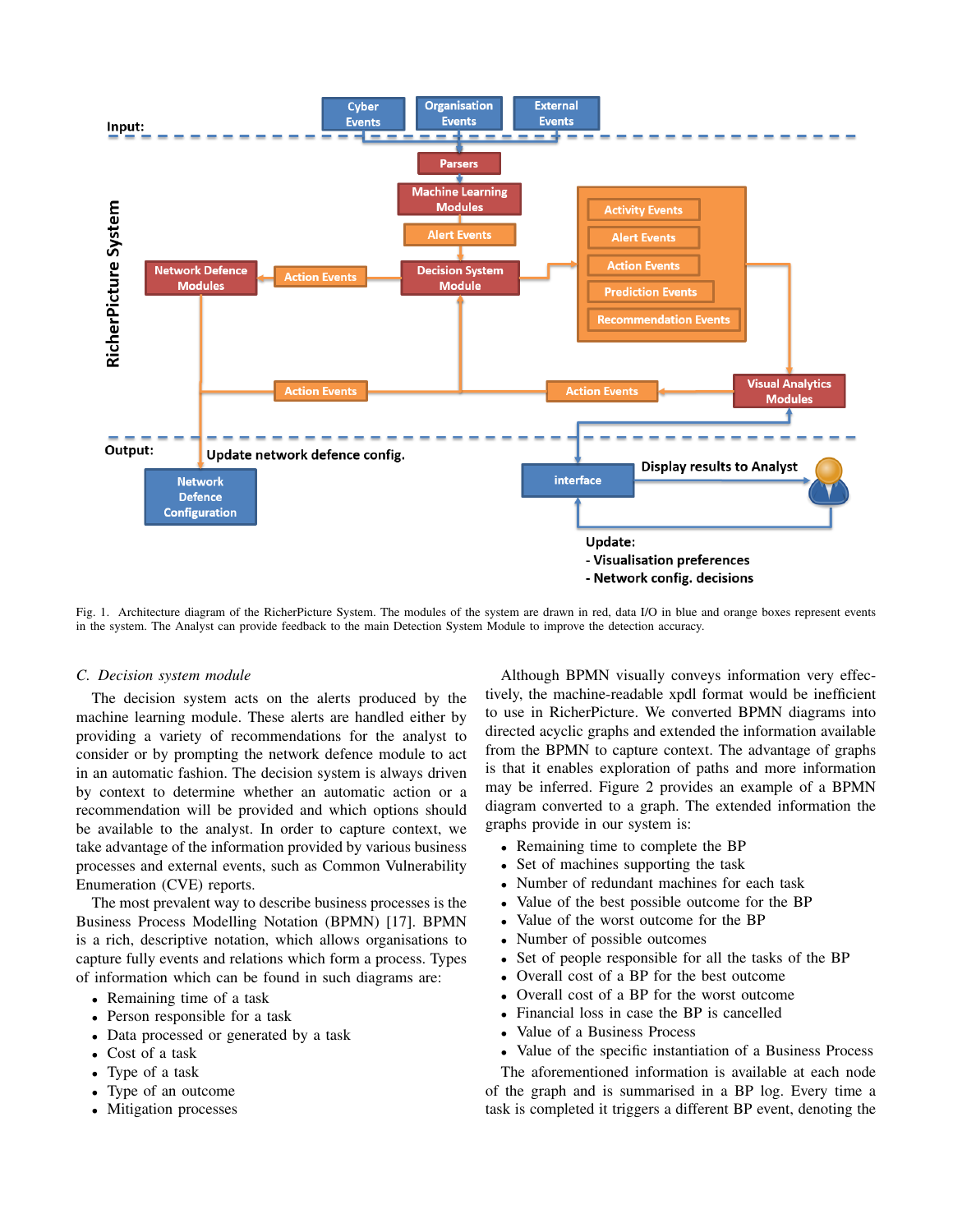Fig. 1. Architecture diagram of the RicherPicture System. The modules of the system are drawn in red, data I/O in blue and orange boxes represent events in the system. The Analyst can provide feedback to the main Detection System Module to improve the detection accuracy.

### *C. Decision system module*

The decision system acts on the alerts produced by the machine learning module. These alerts are handled either by providing a variety of recommendations for the analyst to consider or by prompting the network defence module to act in an automatic fashion. The decision system is always driven by context to determine whether an automatic action or a recommendation will be provided and which options should be available to the analyst. In order to capture context, we take advantage of the information provided by various business processes and external events, such as Common Vulnerability Enumeration (CVE) reports.

The most prevalent way to describe business processes is the Business Process Modelling Notation (BPMN) [17]. BPMN is a rich, descriptive notation, which allows organisations to capture fully events and relations which form a process. Types of information which can be found in such diagrams are:

- Remaining time of a task
- Person responsible for a task
- Data processed or generated by a task
- Cost of a task
- Type of a task
- Type of an outcome
- Mitigation processes

Although BPMN visually conveys information very effectively, the machine-readable xpdl format would be inefficient to use in RicherPicture. We converted BPMN diagrams into directed acyclic graphs and extended the information available from the BPMN to capture context. The advantage of graphs is that it enables exploration of paths and more information may be inferred. Figure 2 provides an example of a BPMN diagram converted to a graph. The extended information the graphs provide in our system is:

- Remaining time to complete the BP
- Set of machines supporting the task
- Number of redundant machines for each task
- Value of the best possible outcome for the BP
- Value of the worst outcome for the BP
- Number of possible outcomes
- Set of people responsible for all the tasks of the BP
- Overall cost of a BP for the best outcome
- Overall cost of a BP for the worst outcome
- Financial loss in case the BP is cancelled
- Value of a Business Process
- Value of the specific instantiation of a Business Process

The aforementioned information is available at each node of the graph and is summarised in a BP log. Every time a task is completed it triggers a different BP event, denoting the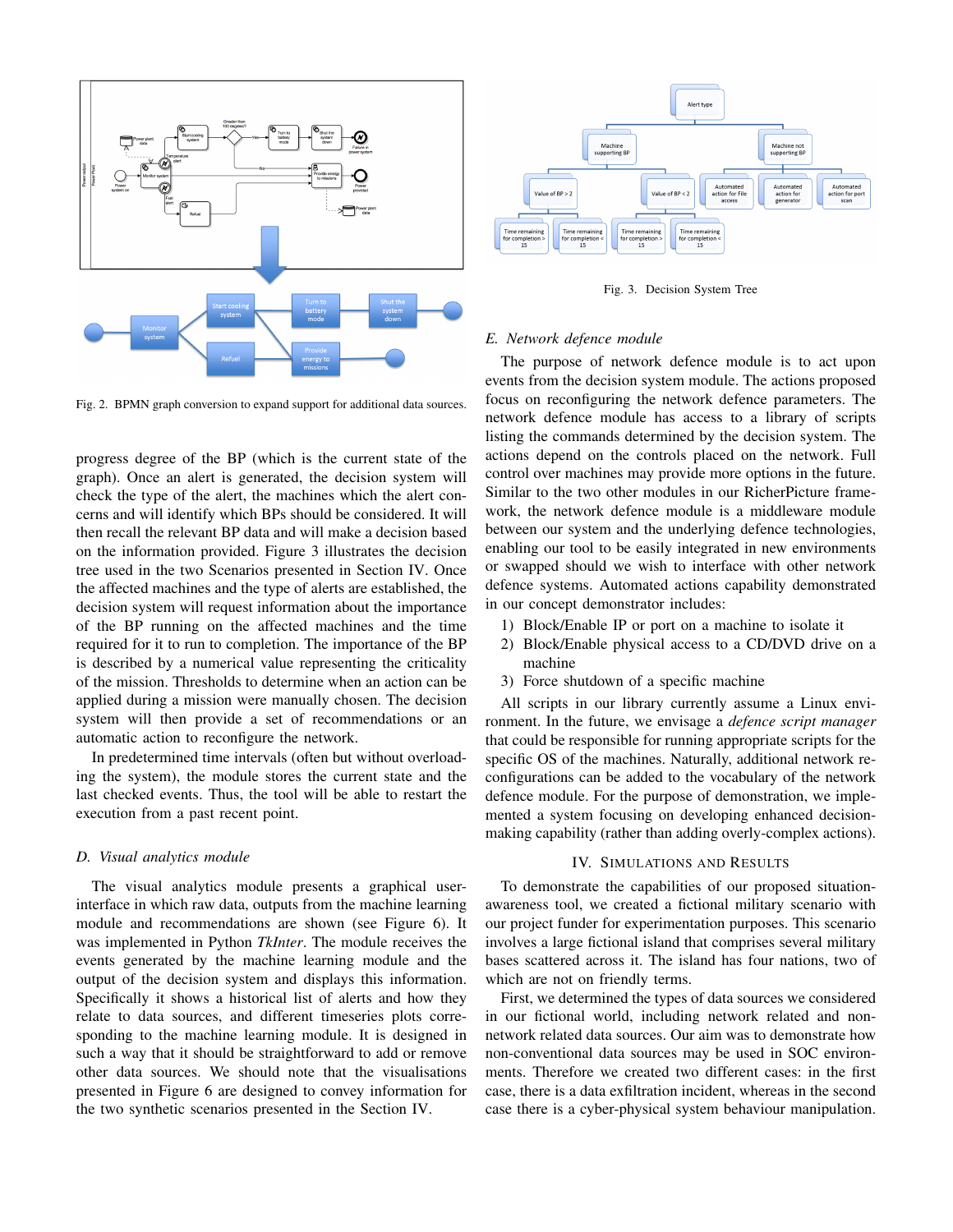Fig. 2. BPMN graph conversion to expand support for additional data sources.

progress degree of the BP (which is the current state of the graph). Once an alert is generated, the decision system will check the type of the alert, the machines which the alert concerns and will identify which BPs should be considered. It will then recall the relevant BP data and will make a decision based on the information provided. Figure 3 illustrates the decision tree used in the two Scenarios presented in Section IV. Once the affected machines and the type of alerts are established, the decision system will request information about the importance of the BP running on the affected machines and the time required for it to run to completion. The importance of the BP is described by a numerical value representing the criticality of the mission. Thresholds to determine when an action can be applied during a mission were manually chosen. The decision system will then provide a set of recommendations or an automatic action to reconfigure the network.

In predetermined time intervals (often but without overloading the system), the module stores the current state and the last checked events. Thus, the tool will be able to restart the execution from a past recent point.

### D. *Visual analytics module*

The visual analytics module presents a graphical user-interface in which raw data, outputs from the machine learning module and recommendations are shown (see Figure 6). It was implemented in Python *TkInter*. The module receives the events generated by the machine learning module and the output of the decision system and displays this information. Specifically it shows a historical list of alerts and how they relate to data sources, and different timeseries plots corresponding to the machine learning module. It is designed in such a way that it should be straightforward to add or remove other data sources. We should note that the visualisations presented in Figure 6 are designed to convey information for the two synthetic scenarios presented in the Section IV.

Fig. 3. Decision System Tree

### E. *Network defence module*

The purpose of network defence module is to act upon events from the decision system module. The actions proposed focus on reconfiguring the network defence parameters. The network defence module has access to a library of scripts listing the commands determined by the decision system. The actions depend on the controls placed on the network. Full control over machines may provide more options in the future. Similar to the two other modules in our RicherPicture framework, the network defence module is a middleware module between our system and the underlying defence technologies, enabling our tool to be easily integrated in new environments or swapped should we wish to interface with other network defence systems. Automated actions capability demonstrated in our concept demonstrator includes:

1) Block/Enable IP or port on a machine to isolate it
2) Block/Enable physical access to a CD/DVD drive on a machine
3) Force shutdown of a specific machine

All scripts in our library currently assume a Linux environment. In the future, we envisage a *defence script manager* that could be responsible for running appropriate scripts for the specific OS of the machines. Naturally, additional network reconfigurations can be added to the vocabulary of the network defence module. For the purpose of demonstration, we implemented a system focusing on developing enhanced decision-making capability (rather than adding overly-complex actions).

## IV. Simulations and Results

To demonstrate the capabilities of our proposed situation-awareness tool, we created a fictional military scenario with our project funder for experimentation purposes. This scenario involves a large fictional island that comprises several military bases scattered across it. The island has four nations, two of which are not on friendly terms.

First, we determined the types of data sources we considered in our fictional world, including network related and non-network related data sources. Our aim was to demonstrate how non-conventional data sources may be used in SOC environments. Therefore we created two different cases: in the first case, there is a data exfiltration incident, whereas in the second case there is a cyber-physical system behaviour manipulation.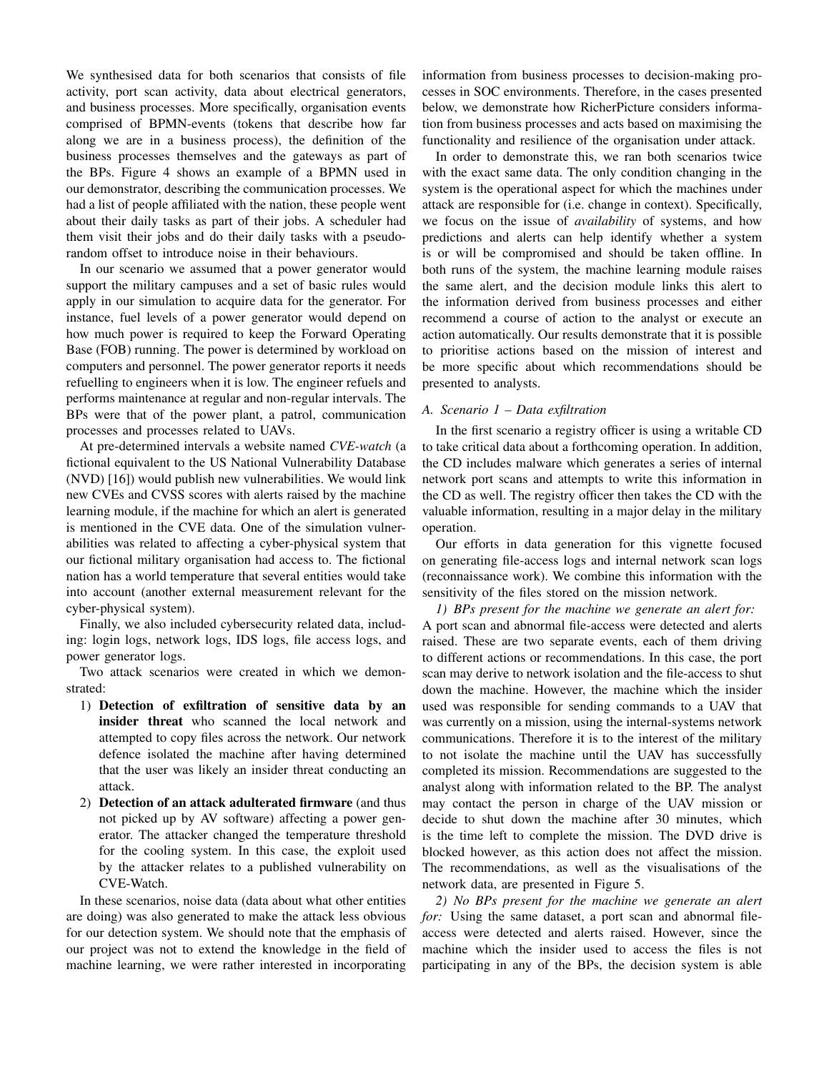We synthesised data for both scenarios that consists of file activity, port scan activity, data about electrical generators, and business processes. More specifically, organisation events comprised of BPMN-events (tokens that describe how far along we are in a business process), the definition of the business processes themselves and the gateways as part of the BPs. Figure 4 shows an example of a BPMN used in our demonstrator, describing the communication processes. We had a list of people affiliated with the nation, these people went about their daily tasks as part of their jobs. A scheduler had them visit their jobs and do their daily tasks with a pseudo-random offset to introduce noise in their behaviours.

In our scenario we assumed that a power generator would support the military campuses and a set of basic rules would apply in our simulation to acquire data for the generator. For instance, fuel levels of a power generator would depend on how much power is required to keep the Forward Operating Base (FOB) running. The power is determined by workload on computers and personnel. The power generator reports it needs refuelling to engineers when it is low. The engineer refuels and performs maintenance at regular and non-regular intervals. The BPs were that of the power plant, a patrol, communication processes and processes related to UAVs.

At pre-determined intervals a website named *CVE-watch* (a fictional equivalent to the US National Vulnerability Database (NVD) [16]) would publish new vulnerabilities. We would link new CVEs and CVSS scores with alerts raised by the machine learning module, if the machine for which an alert is generated is mentioned in the CVE data. One of the simulation vulnerabilities was related to affecting a cyber-physical system that our fictional military organisation had access to. The fictional nation has a world temperature that several entities would take into account (another external measurement relevant for the cyber-physical system).

Finally, we also included cybersecurity related data, including: login logs, network logs, IDS logs, file access logs, and power generator logs.

Two attack scenarios were created in which we demonstrated:

1) **Detection of exfiltration of sensitive data by an insider threat** who scanned the local network and attempted to copy files across the network. Our network defence isolated the machine after having determined that the user was likely an insider threat conducting an attack.
2) **Detection of an attack adulterated firmware** (and thus not picked up by AV software) affecting a power generator. The attacker changed the temperature threshold for the cooling system. In this case, the exploit used by the attacker relates to a published vulnerability on CVE-Watch.

In these scenarios, noise data (data about what other entities are doing) was also generated to make the attack less obvious for our detection system. We should note that the emphasis of our project was not to extend the knowledge in the field of machine learning, we were rather interested in incorporating information from business processes to decision-making processes in SOC environments. Therefore, in the cases presented below, we demonstrate how RicherPicture considers information from business processes and acts based on maximising the functionality and resilience of the organisation under attack.

In order to demonstrate this, we ran both scenarios twice with the exact same data. The only condition changing in the system is the operational aspect for which the machines under attack are responsible for (i.e. change in context). Specifically, we focus on the issue of *availability* of systems, and how predictions and alerts can help identify whether a system is or will be compromised and should be taken offline. In both runs of the system, the machine learning module raises the same alert, and the decision module links this alert to the information derived from business processes and either recommend a course of action to the analyst or execute an action automatically. Our results demonstrate that it is possible to prioritise actions based on the mission of interest and be more specific about which recommendations should be presented to analysts.

### A. Scenario 1 – Data exfiltration

In the first scenario a registry officer is using a writable CD to take critical data about a forthcoming operation. In addition, the CD includes malware which generates a series of internal network port scans and attempts to write this information in the CD as well. The registry officer then takes the CD with the valuable information, resulting in a major delay in the military operation.

Our efforts in data generation for this vignette focused on generating file-access logs and internal network scan logs (reconnaissance work). We combine this information with the sensitivity of the files stored on the mission network.

*1) BPs present for the machine we generate an alert for:* A port scan and abnormal file-access were detected and alerts raised. These are two separate events, each of them driving to different actions or recommendations. In this case, the port scan may derive to network isolation and the file-access to shut down the machine. However, the machine which the insider used was responsible for sending commands to a UAV that was currently on a mission, using the internal-systems network communications. Therefore it is to the interest of the military to not isolate the machine until the UAV has successfully completed its mission. Recommendations are suggested to the analyst along with information related to the BP. The analyst may contact the person in charge of the UAV mission or decide to shut down the machine after 30 minutes, which is the time left to complete the mission. The DVD drive is blocked however, as this action does not affect the mission. The recommendations, as well as the visualisations of the network data, are presented in Figure 5.

*2) No BPs present for the machine we generate an alert for:* Using the same dataset, a port scan and abnormal file-access were detected and alerts raised. However, since the machine which the insider used to access the files is not participating in any of the BPs, the decision system is able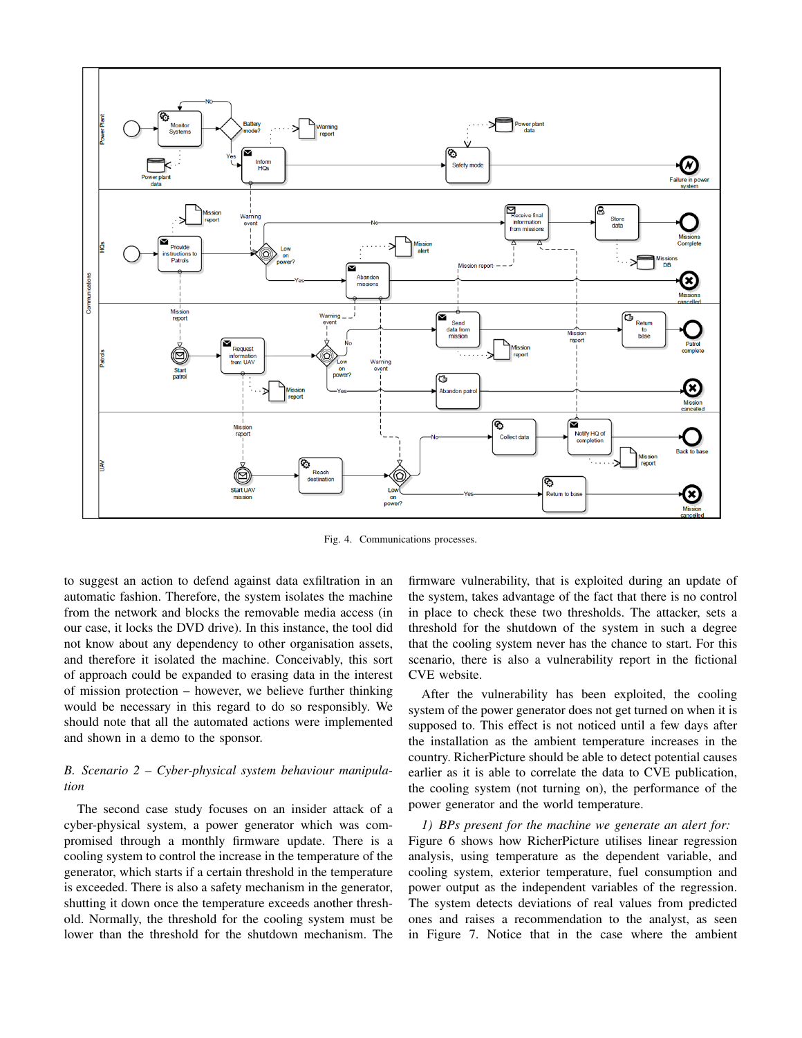Fig. 4. Communications processes.

to suggest an action to defend against data exfiltration in an automatic fashion. Therefore, the system isolates the machine from the network and blocks the removable media access (in our case, it locks the DVD drive). In this instance, the tool did not know about any dependency to other organisation assets, and therefore it isolated the machine. Conceivably, this sort of approach could be expanded to erasing data in the interest of mission protection – however, we believe further thinking would be necessary in this regard to do so responsibly. We should note that all the automated actions were implemented and shown in a demo to the sponsor.

### *B. Scenario 2 – Cyber-physical system behaviour manipulation*

The second case study focuses on an insider attack of a cyber-physical system, a power generator which was compromised through a monthly firmware update. There is a cooling system to control the increase in the temperature of the generator, which starts if a certain threshold in the temperature is exceeded. There is also a safety mechanism in the generator, shutting it down once the temperature exceeds another threshold. Normally, the threshold for the cooling system must be lower than the threshold for the shutdown mechanism. The firmware vulnerability, that is exploited during an update of the system, takes advantage of the fact that there is no control in place to check these two thresholds. The attacker, sets a threshold for the shutdown of the system in such a degree that the cooling system never has the chance to start. For this scenario, there is also a vulnerability report in the fictional CVE website.

After the vulnerability has been exploited, the cooling system of the power generator does not get turned on when it is supposed to. This effect is not noticed until a few days after the installation as the ambient temperature increases in the country. RicherPicture should be able to detect potential causes earlier as it is able to correlate the data to CVE publication, the cooling system (not turning on), the performance of the power generator and the world temperature.

*1) BPs present for the machine we generate an alert for:* Figure 6 shows how RicherPicture utilises linear regression analysis, using temperature as the dependent variable, and cooling system, exterior temperature, fuel consumption and power output as the independent variables of the regression. The system detects deviations of real values from predicted ones and raises a recommendation to the analyst, as seen in Figure 7. Notice that in the case where the ambient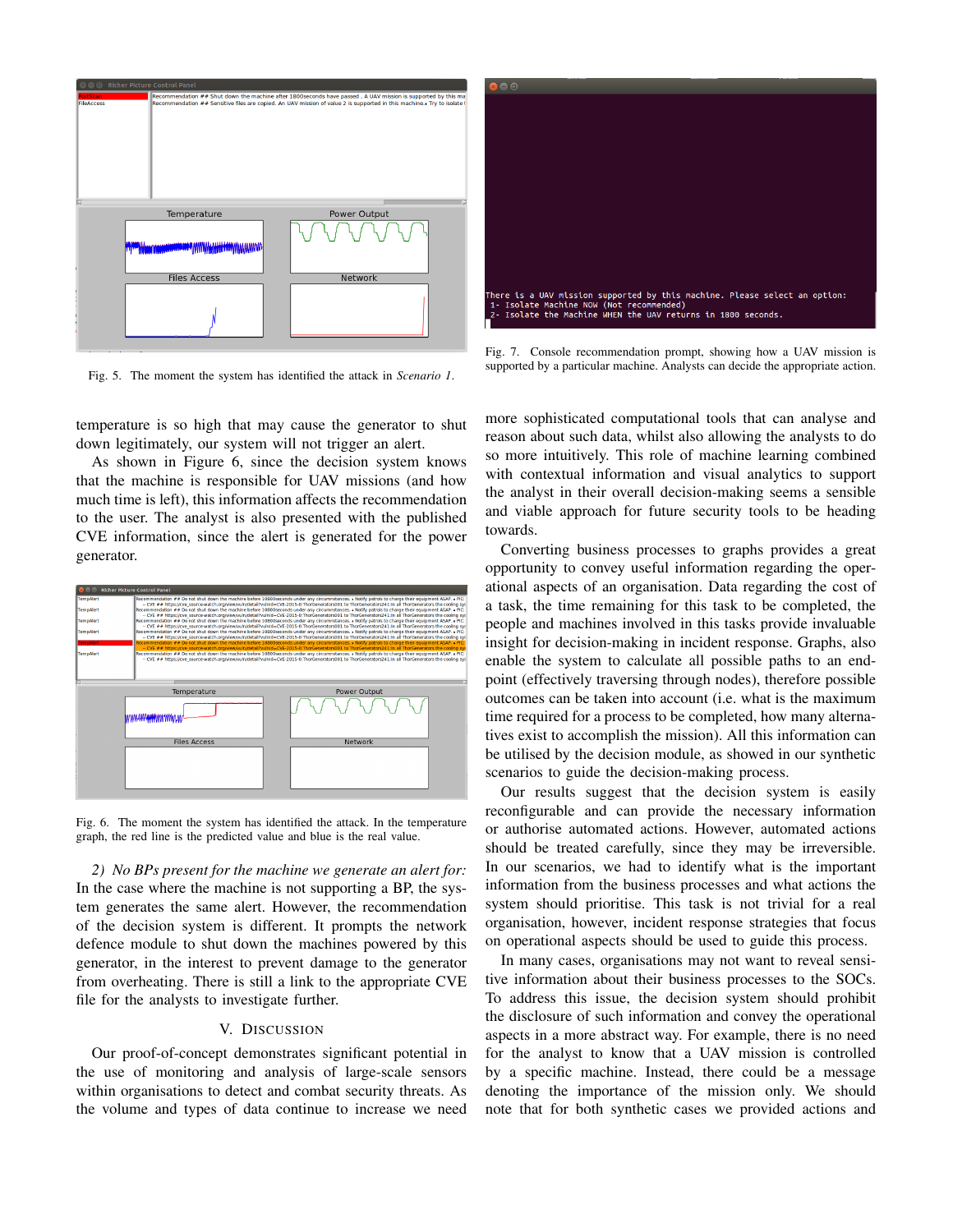Fig. 5. The moment the system has identified the attack in *Scenario 1*.

Fig. 7. Console recommendation prompt, showing how a UAV mission is supported by a particular machine. Analysts can decide the appropriate action.

temperature is so high that may cause the generator to shut down legitimately, our system will not trigger an alert.

As shown in Figure 6, since the decision system knows that the machine is responsible for UAV missions (and how much time is left), this information affects the recommendation to the user. The analyst is also presented with the published CVE information, since the alert is generated for the power generator.

Fig. 6. The moment the system has identified the attack. In the temperature graph, the red line is the predicted value and blue is the real value.

*2) No BPs present for the machine we generate an alert for:* In the case where the machine is not supporting a BP, the system generates the same alert. However, the recommendation of the decision system is different. It prompts the network defence module to shut down the machines powered by this generator, in the interest to prevent damage to the generator from overheating. There is still a link to the appropriate CVE file for the analysts to investigate further.

## V. Discussion

Our proof-of-concept demonstrates significant potential in the use of monitoring and analysis of large-scale sensors within organisations to detect and combat security threats. As the volume and types of data continue to increase we need more sophisticated computational tools that can analyse and reason about such data, whilst also allowing the analysts to do so more intuitively. This role of machine learning combined with contextual information and visual analytics to support the analyst in their overall decision-making seems a sensible and viable approach for future security tools to be heading towards.

Converting business processes to graphs provides a great opportunity to convey useful information regarding the operational aspects of an organisation. Data regarding the cost of a task, the time remaining for this task to be completed, the people and machines involved in this tasks provide invaluable insight for decision-making in incident response. Graphs, also enable the system to calculate all possible paths to an end-point (effectively traversing through nodes), therefore possible outcomes can be taken into account (i.e. what is the maximum time required for a process to be completed, how many alternatives exist to accomplish the mission). All this information can be utilised by the decision module, as showed in our synthetic scenarios to guide the decision-making process.

Our results suggest that the decision system is easily reconfigurable and can provide the necessary information or authorise automated actions. However, automated actions should be treated carefully, since they may be irreversible. In our scenarios, we had to identify what is the important information from the business processes and what actions the system should prioritise. This task is not trivial for a real organisation, however, incident response strategies that focus on operational aspects should be used to guide this process.

In many cases, organisations may not want to reveal sensitive information about their business processes to the SOCs. To address this issue, the decision system should prohibit the disclosure of such information and convey the operational aspects in a more abstract way. For example, there is no need for the analyst to know that a UAV mission is controlled by a specific machine. Instead, there could be a message denoting the importance of the mission only. We should note that for both synthetic cases we provided actions and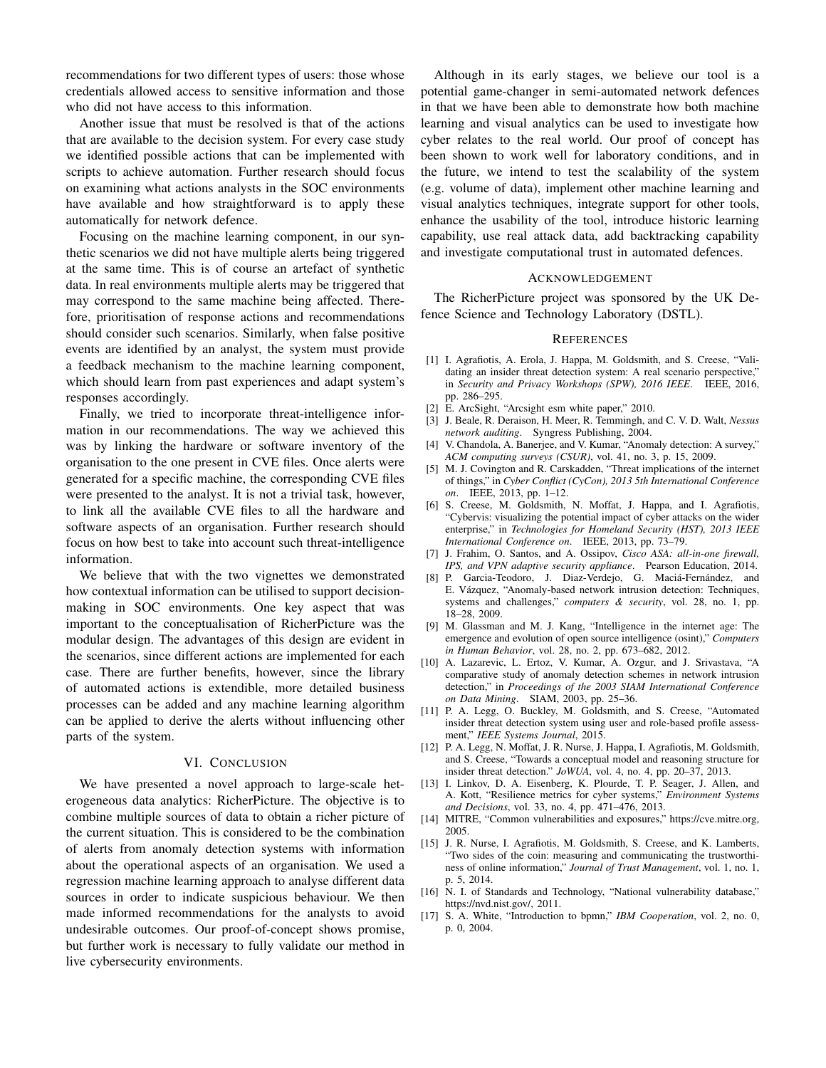recommendations for two different types of users: those whose credentials allowed access to sensitive information and those who did not have access to this information.

Another issue that must be resolved is that of the actions that are available to the decision system. For every case study we identified possible actions that can be implemented with scripts to achieve automation. Further research should focus on examining what actions analysts in the SOC environments have available and how straightforward is to apply these automatically for network defence.

Focusing on the machine learning component, in our synthetic scenarios we did not have multiple alerts being triggered at the same time. This is of course an artefact of synthetic data. In real environments multiple alerts may be triggered that may correspond to the same machine being affected. Therefore, prioritisation of response actions and recommendations should consider such scenarios. Similarly, when false positive events are identified by an analyst, the system must provide a feedback mechanism to the machine learning component, which should learn from past experiences and adapt system's responses accordingly.

Finally, we tried to incorporate threat-intelligence information in our recommendations. The way we achieved this was by linking the hardware or software inventory of the organisation to the one present in CVE files. Once alerts were generated for a specific machine, the corresponding CVE files were presented to the analyst. It is not a trivial task, however, to link all the available CVE files to all the hardware and software aspects of an organisation. Further research should focus on how best to take into account such threat-intelligence information.

We believe that with the two vignettes we demonstrated how contextual information can be utilised to support decision-making in SOC environments. One key aspect that was important to the conceptualisation of RicherPicture was the modular design. The advantages of this design are evident in the scenarios, since different actions are implemented for each case. There are further benefits, however, since the library of automated actions is extendible, more detailed business processes can be added and any machine learning algorithm can be applied to derive the alerts without influencing other parts of the system.

## VI. Conclusion

We have presented a novel approach to large-scale heterogeneous data analytics: RicherPicture. The objective is to combine multiple sources of data to obtain a richer picture of the current situation. This is considered to be the combination of alerts from anomaly detection systems with information about the operational aspects of an organisation. We used a regression machine learning approach to analyse different data sources in order to indicate suspicious behaviour. We then made informed recommendations for the analysts to avoid undesirable outcomes. Our proof-of-concept shows promise, but further work is necessary to fully validate our method in live cybersecurity environments.

Although in its early stages, we believe our tool is a potential game-changer in semi-automated network defences in that we have been able to demonstrate how both machine learning and visual analytics can be used to investigate how cyber relates to the real world. Our proof of concept has been shown to work well for laboratory conditions, and in the future, we intend to test the scalability of the system (e.g. volume of data), implement other machine learning and visual analytics techniques, integrate support for other tools, enhance the usability of the tool, introduce historic learning capability, use real attack data, add backtracking capability and investigate computational trust in automated defences.

## Acknowledgement

The RicherPicture project was sponsored by the UK Defence Science and Technology Laboratory (DSTL).

## References

[1] I. Agrafiotis, A. Erola, J. Happa, M. Goldsmith, and S. Creese, "Validating an insider threat detection system: A real scenario perspective," in *Security and Privacy Workshops (SPW), 2016 IEEE*. IEEE, 2016, pp. 286–295.

[2] E. ArcSight, "Arcsight esm white paper," 2010.

[3] J. Beale, R. Deraison, H. Meer, R. Temmingh, and C. V. D. Walt, *Nessus network auditing*. Syngress Publishing, 2004.

[4] V. Chandola, A. Banerjee, and V. Kumar, "Anomaly detection: A survey," *ACM computing surveys (CSUR)*, vol. 41, no. 3, p. 15, 2009.

[5] M. J. Covington and R. Carskadden, "Threat implications of the internet of things," in *Cyber Conflict (CyCon), 2013 5th International Conference on*. IEEE, 2013, pp. 1–12.

[6] S. Creese, M. Goldsmith, N. Moffat, J. Happa, and I. Agrafiotis, "Cybervis: visualizing the potential impact of cyber attacks on the wider enterprise," in *Technologies for Homeland Security (HST), 2013 IEEE International Conference on*. IEEE, 2013, pp. 73–79.

[7] J. Frahim, O. Santos, and A. Ossipov, *Cisco ASA: all-in-one firewall, IPS, and VPN adaptive security appliance*. Pearson Education, 2014.

[8] P. Garcia-Teodoro, J. Diaz-Verdejo, G. Maciá-Fernández, and E. Vázquez, "Anomaly-based network intrusion detection: Techniques, systems and challenges," *computers & security*, vol. 28, no. 1, pp. 18–28, 2009.

[9] M. Glassman and M. J. Kang, "Intelligence in the internet age: The emergence and evolution of open source intelligence (osint)," *Computers in Human Behavior*, vol. 28, no. 2, pp. 673–682, 2012.

[10] A. Lazarevic, L. Ertoz, V. Kumar, A. Ozgur, and J. Srivastava, "A comparative study of anomaly detection schemes in network intrusion detection," in *Proceedings of the 2003 SIAM International Conference on Data Mining*. SIAM, 2003, pp. 25–36.

[11] P. A. Legg, O. Buckley, M. Goldsmith, and S. Creese, "Automated insider threat detection system using user and role-based profile assessment," *IEEE Systems Journal*, 2015.

[12] P. A. Legg, N. Moffat, J. R. Nurse, J. Happa, I. Agrafiotis, M. Goldsmith, and S. Creese, "Towards a conceptual model and reasoning structure for insider threat detection." *JoWUA*, vol. 4, no. 4, pp. 20–37, 2013.

[13] I. Linkov, D. A. Eisenberg, K. Plourde, T. P. Seager, J. Allen, and A. Kott, "Resilience metrics for cyber systems," *Environment Systems and Decisions*, vol. 33, no. 4, pp. 471–476, 2013.

[14] MITRE, "Common vulnerabilities and exposures," https://cve.mitre.org, 2005.

[15] J. R. Nurse, I. Agrafiotis, M. Goldsmith, S. Creese, and K. Lamberts, "Two sides of the coin: measuring and communicating the trustworthiness of online information," *Journal of Trust Management*, vol. 1, no. 1, p. 5, 2014.

[16] N. I. of Standards and Technology, "National vulnerability database," https://nvd.nist.gov/, 2011.

[17] S. A. White, "Introduction to bpmn," *IBM Cooperation*, vol. 2, no. 0, p. 0, 2004.